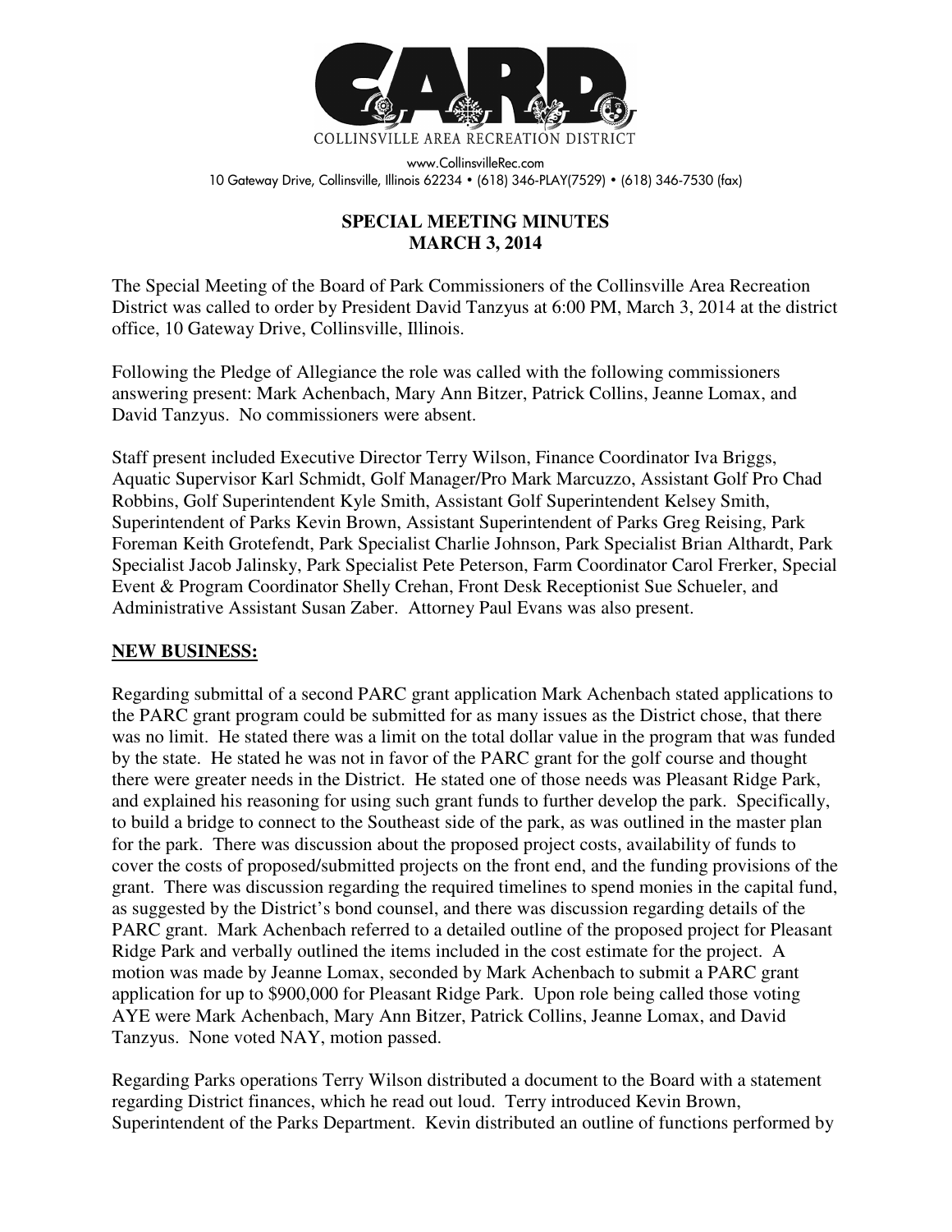COLLINSVILLE AREA RECREATION DISTRICT

www.CollinsvilleRec.com
10 Gateway Drive, Collinsville, Illinois 62234 • (618) 346-PLAY(7529) • (618) 346-7530 (fax)

# SPECIAL MEETING MINUTES
# MARCH 3, 2014

The Special Meeting of the Board of Park Commissioners of the Collinsville Area Recreation District was called to order by President David Tanzyus at 6:00 PM, March 3, 2014 at the district office, 10 Gateway Drive, Collinsville, Illinois.

Following the Pledge of Allegiance the role was called with the following commissioners answering present: Mark Achenbach, Mary Ann Bitzer, Patrick Collins, Jeanne Lomax, and David Tanzyus. No commissioners were absent.

Staff present included Executive Director Terry Wilson, Finance Coordinator Iva Briggs, Aquatic Supervisor Karl Schmidt, Golf Manager/Pro Mark Marcuzzo, Assistant Golf Pro Chad Robbins, Golf Superintendent Kyle Smith, Assistant Golf Superintendent Kelsey Smith, Superintendent of Parks Kevin Brown, Assistant Superintendent of Parks Greg Reising, Park Foreman Keith Grotefendt, Park Specialist Charlie Johnson, Park Specialist Brian Althardt, Park Specialist Jacob Jalinsky, Park Specialist Pete Peterson, Farm Coordinator Carol Frerker, Special Event & Program Coordinator Shelly Crehan, Front Desk Receptionist Sue Schueler, and Administrative Assistant Susan Zaber. Attorney Paul Evans was also present.

## NEW BUSINESS:

Regarding submittal of a second PARC grant application Mark Achenbach stated applications to the PARC grant program could be submitted for as many issues as the District chose, that there was no limit. He stated there was a limit on the total dollar value in the program that was funded by the state. He stated he was not in favor of the PARC grant for the golf course and thought there were greater needs in the District. He stated one of those needs was Pleasant Ridge Park, and explained his reasoning for using such grant funds to further develop the park. Specifically, to build a bridge to connect to the Southeast side of the park, as was outlined in the master plan for the park. There was discussion about the proposed project costs, availability of funds to cover the costs of proposed/submitted projects on the front end, and the funding provisions of the grant. There was discussion regarding the required timelines to spend monies in the capital fund, as suggested by the District's bond counsel, and there was discussion regarding details of the PARC grant. Mark Achenbach referred to a detailed outline of the proposed project for Pleasant Ridge Park and verbally outlined the items included in the cost estimate for the project. A motion was made by Jeanne Lomax, seconded by Mark Achenbach to submit a PARC grant application for up to $900,000 for Pleasant Ridge Park. Upon role being called those voting AYE were Mark Achenbach, Mary Ann Bitzer, Patrick Collins, Jeanne Lomax, and David Tanzyus. None voted NAY, motion passed.

Regarding Parks operations Terry Wilson distributed a document to the Board with a statement regarding District finances, which he read out loud. Terry introduced Kevin Brown, Superintendent of the Parks Department. Kevin distributed an outline of functions performed by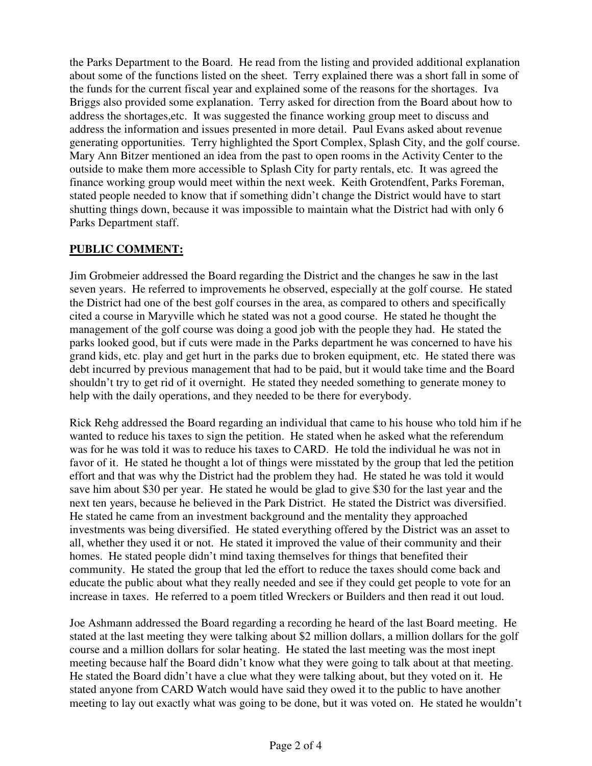the Parks Department to the Board. He read from the listing and provided additional explanation about some of the functions listed on the sheet. Terry explained there was a short fall in some of the funds for the current fiscal year and explained some of the reasons for the shortages. Iva Briggs also provided some explanation. Terry asked for direction from the Board about how to address the shortages,etc. It was suggested the finance working group meet to discuss and address the information and issues presented in more detail. Paul Evans asked about revenue generating opportunities. Terry highlighted the Sport Complex, Splash City, and the golf course. Mary Ann Bitzer mentioned an idea from the past to open rooms in the Activity Center to the outside to make them more accessible to Splash City for party rentals, etc. It was agreed the finance working group would meet within the next week. Keith Grotendfent, Parks Foreman, stated people needed to know that if something didn't change the District would have to start shutting things down, because it was impossible to maintain what the District had with only 6 Parks Department staff.

## PUBLIC COMMENT:

Jim Grobmeier addressed the Board regarding the District and the changes he saw in the last seven years. He referred to improvements he observed, especially at the golf course. He stated the District had one of the best golf courses in the area, as compared to others and specifically cited a course in Maryville which he stated was not a good course. He stated he thought the management of the golf course was doing a good job with the people they had. He stated the parks looked good, but if cuts were made in the Parks department he was concerned to have his grand kids, etc. play and get hurt in the parks due to broken equipment, etc. He stated there was debt incurred by previous management that had to be paid, but it would take time and the Board shouldn't try to get rid of it overnight. He stated they needed something to generate money to help with the daily operations, and they needed to be there for everybody.

Rick Rehg addressed the Board regarding an individual that came to his house who told him if he wanted to reduce his taxes to sign the petition. He stated when he asked what the referendum was for he was told it was to reduce his taxes to CARD. He told the individual he was not in favor of it. He stated he thought a lot of things were misstated by the group that led the petition effort and that was why the District had the problem they had. He stated he was told it would save him about $30 per year. He stated he would be glad to give $30 for the last year and the next ten years, because he believed in the Park District. He stated the District was diversified. He stated he came from an investment background and the mentality they approached investments was being diversified. He stated everything offered by the District was an asset to all, whether they used it or not. He stated it improved the value of their community and their homes. He stated people didn't mind taxing themselves for things that benefited their community. He stated the group that led the effort to reduce the taxes should come back and educate the public about what they really needed and see if they could get people to vote for an increase in taxes. He referred to a poem titled Wreckers or Builders and then read it out loud.

Joe Ashmann addressed the Board regarding a recording he heard of the last Board meeting. He stated at the last meeting they were talking about $2 million dollars, a million dollars for the golf course and a million dollars for solar heating. He stated the last meeting was the most inept meeting because half the Board didn't know what they were going to talk about at that meeting. He stated the Board didn't have a clue what they were talking about, but they voted on it. He stated anyone from CARD Watch would have said they owed it to the public to have another meeting to lay out exactly what was going to be done, but it was voted on. He stated he wouldn't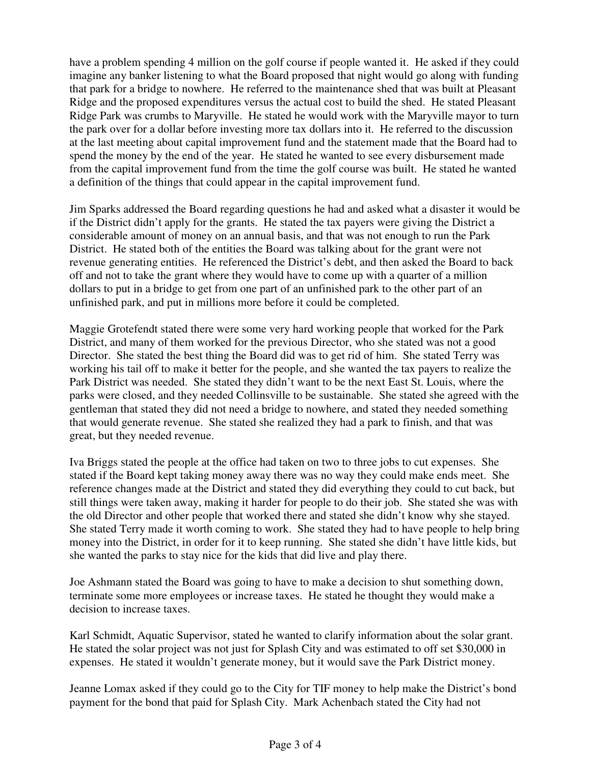have a problem spending 4 million on the golf course if people wanted it. He asked if they could imagine any banker listening to what the Board proposed that night would go along with funding that park for a bridge to nowhere. He referred to the maintenance shed that was built at Pleasant Ridge and the proposed expenditures versus the actual cost to build the shed. He stated Pleasant Ridge Park was crumbs to Maryville. He stated he would work with the Maryville mayor to turn the park over for a dollar before investing more tax dollars into it. He referred to the discussion at the last meeting about capital improvement fund and the statement made that the Board had to spend the money by the end of the year. He stated he wanted to see every disbursement made from the capital improvement fund from the time the golf course was built. He stated he wanted a definition of the things that could appear in the capital improvement fund.

Jim Sparks addressed the Board regarding questions he had and asked what a disaster it would be if the District didn't apply for the grants. He stated the tax payers were giving the District a considerable amount of money on an annual basis, and that was not enough to run the Park District. He stated both of the entities the Board was talking about for the grant were not revenue generating entities. He referenced the District's debt, and then asked the Board to back off and not to take the grant where they would have to come up with a quarter of a million dollars to put in a bridge to get from one part of an unfinished park to the other part of an unfinished park, and put in millions more before it could be completed.

Maggie Grotefendt stated there were some very hard working people that worked for the Park District, and many of them worked for the previous Director, who she stated was not a good Director. She stated the best thing the Board did was to get rid of him. She stated Terry was working his tail off to make it better for the people, and she wanted the tax payers to realize the Park District was needed. She stated they didn't want to be the next East St. Louis, where the parks were closed, and they needed Collinsville to be sustainable. She stated she agreed with the gentleman that stated they did not need a bridge to nowhere, and stated they needed something that would generate revenue. She stated she realized they had a park to finish, and that was great, but they needed revenue.

Iva Briggs stated the people at the office had taken on two to three jobs to cut expenses. She stated if the Board kept taking money away there was no way they could make ends meet. She reference changes made at the District and stated they did everything they could to cut back, but still things were taken away, making it harder for people to do their job. She stated she was with the old Director and other people that worked there and stated she didn't know why she stayed. She stated Terry made it worth coming to work. She stated they had to have people to help bring money into the District, in order for it to keep running. She stated she didn't have little kids, but she wanted the parks to stay nice for the kids that did live and play there.

Joe Ashmann stated the Board was going to have to make a decision to shut something down, terminate some more employees or increase taxes. He stated he thought they would make a decision to increase taxes.

Karl Schmidt, Aquatic Supervisor, stated he wanted to clarify information about the solar grant. He stated the solar project was not just for Splash City and was estimated to off set $30,000 in expenses. He stated it wouldn't generate money, but it would save the Park District money.

Jeanne Lomax asked if they could go to the City for TIF money to help make the District's bond payment for the bond that paid for Splash City. Mark Achenbach stated the City had not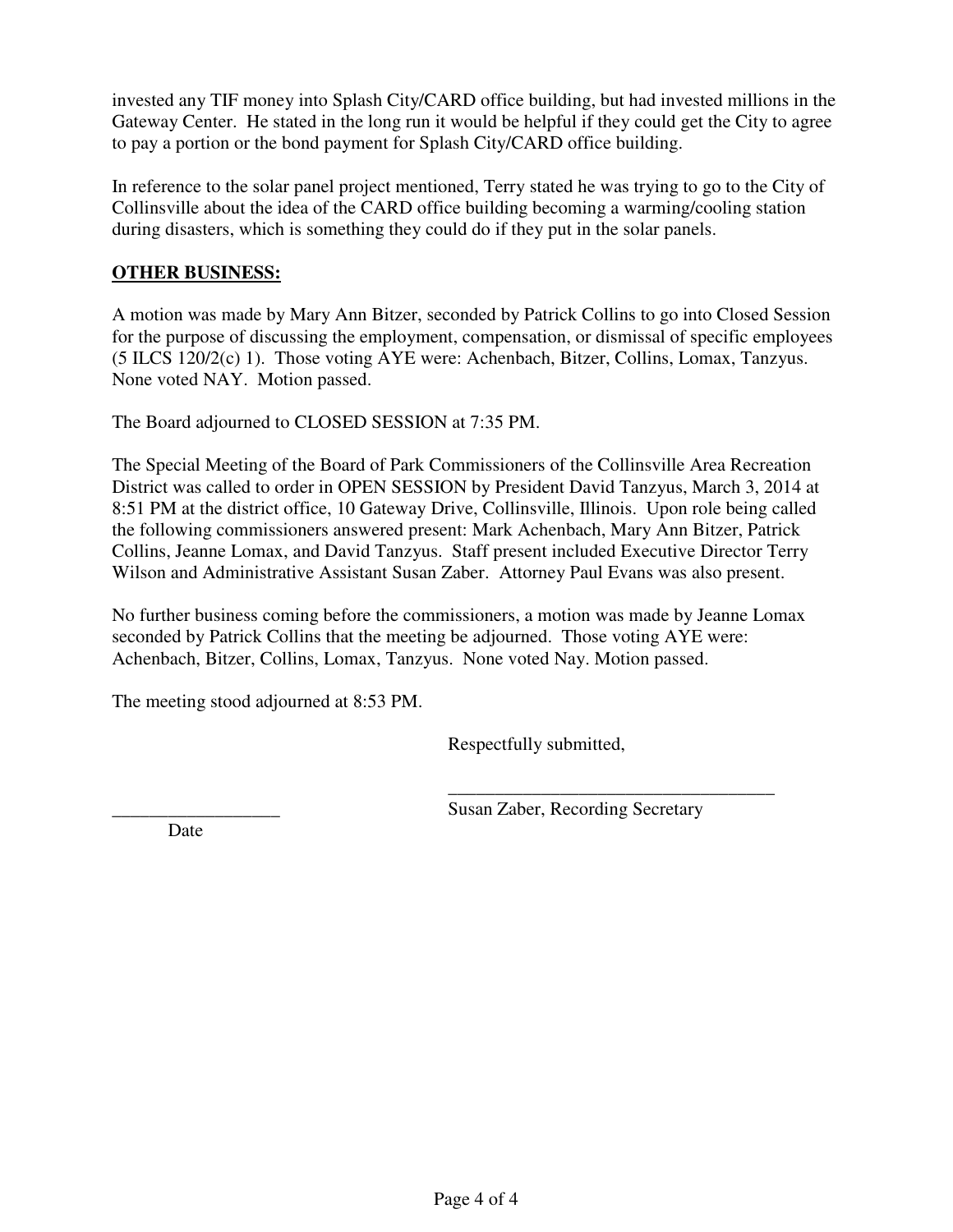invested any TIF money into Splash City/CARD office building, but had invested millions in the Gateway Center. He stated in the long run it would be helpful if they could get the City to agree to pay a portion or the bond payment for Splash City/CARD office building.

In reference to the solar panel project mentioned, Terry stated he was trying to go to the City of Collinsville about the idea of the CARD office building becoming a warming/cooling station during disasters, which is something they could do if they put in the solar panels.

**OTHER BUSINESS:**

A motion was made by Mary Ann Bitzer, seconded by Patrick Collins to go into Closed Session for the purpose of discussing the employment, compensation, or dismissal of specific employees (5 ILCS 120/2(c) 1). Those voting AYE were: Achenbach, Bitzer, Collins, Lomax, Tanzyus. None voted NAY. Motion passed.

The Board adjourned to CLOSED SESSION at 7:35 PM.

The Special Meeting of the Board of Park Commissioners of the Collinsville Area Recreation District was called to order in OPEN SESSION by President David Tanzyus, March 3, 2014 at 8:51 PM at the district office, 10 Gateway Drive, Collinsville, Illinois. Upon role being called the following commissioners answered present: Mark Achenbach, Mary Ann Bitzer, Patrick Collins, Jeanne Lomax, and David Tanzyus. Staff present included Executive Director Terry Wilson and Administrative Assistant Susan Zaber. Attorney Paul Evans was also present.

No further business coming before the commissioners, a motion was made by Jeanne Lomax seconded by Patrick Collins that the meeting be adjourned. Those voting AYE were: Achenbach, Bitzer, Collins, Lomax, Tanzyus. None voted Nay. Motion passed.

The meeting stood adjourned at 8:53 PM.

Respectfully submitted,

___________________________________

Susan Zaber, Recording Secretary

__________________

Date